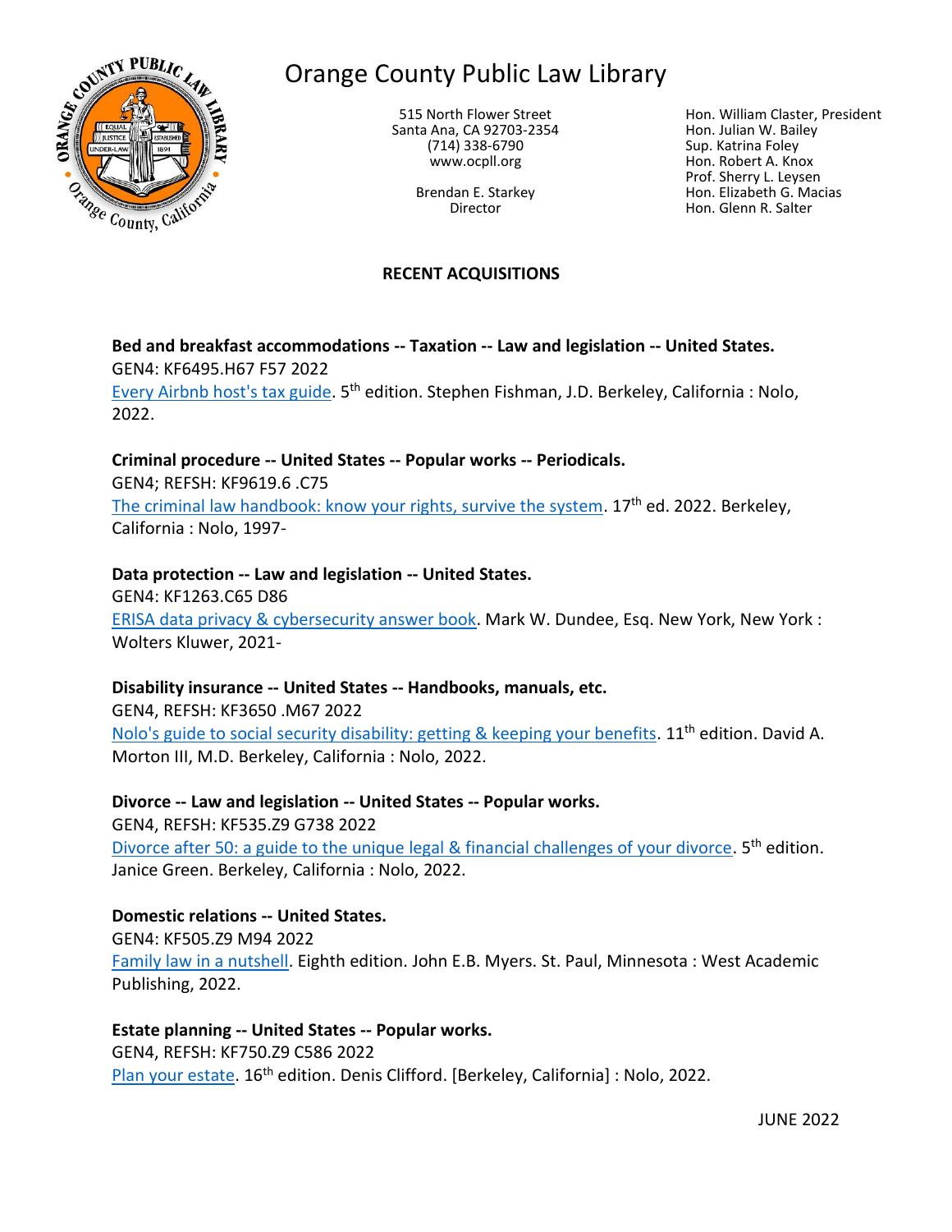# Orange County Public Law Library

515 North Flower Street
Santa Ana, CA 92703-2354
(714) 338-6790
www.ocpll.org

Brendan E. Starkey
Director

Hon. William Claster, President
Hon. Julian W. Bailey
Sup. Katrina Foley
Hon. Robert A. Knox
Prof. Sherry L. Leysen
Hon. Elizabeth G. Macias
Hon. Glenn R. Salter

## RECENT ACQUISITIONS

**Bed and breakfast accommodations -- Taxation -- Law and legislation -- United States.**
GEN4: KF6495.H67 F57 2022
Every Airbnb host's tax guide. 5th edition. Stephen Fishman, J.D. Berkeley, California : Nolo, 2022.

**Criminal procedure -- United States -- Popular works -- Periodicals.**
GEN4; REFSH: KF9619.6 .C75
The criminal law handbook: know your rights, survive the system. 17th ed. 2022. Berkeley, California : Nolo, 1997-

**Data protection -- Law and legislation -- United States.**
GEN4: KF1263.C65 D86
ERISA data privacy & cybersecurity answer book. Mark W. Dundee, Esq. New York, New York : Wolters Kluwer, 2021-

**Disability insurance -- United States -- Handbooks, manuals, etc.**
GEN4, REFSH: KF3650 .M67 2022
Nolo's guide to social security disability: getting & keeping your benefits. 11th edition. David A. Morton III, M.D. Berkeley, California : Nolo, 2022.

**Divorce -- Law and legislation -- United States -- Popular works.**
GEN4, REFSH: KF535.Z9 G738 2022
Divorce after 50: a guide to the unique legal & financial challenges of your divorce. 5th edition. Janice Green. Berkeley, California : Nolo, 2022.

**Domestic relations -- United States.**
GEN4: KF505.Z9 M94 2022
Family law in a nutshell. Eighth edition. John E.B. Myers. St. Paul, Minnesota : West Academic Publishing, 2022.

**Estate planning -- United States -- Popular works.**
GEN4, REFSH: KF750.Z9 C586 2022
Plan your estate. 16th edition. Denis Clifford. [Berkeley, California] : Nolo, 2022.

JUNE 2022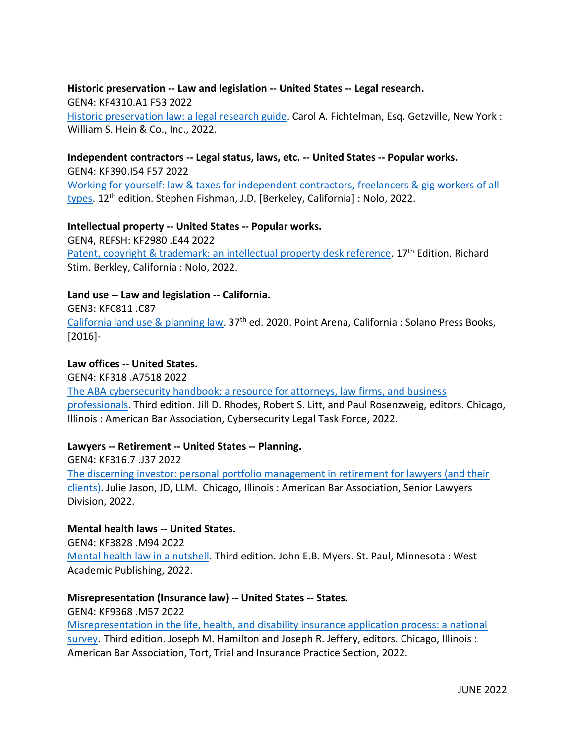**Historic preservation -- Law and legislation -- United States -- Legal research.**
GEN4: KF4310.A1 F53 2022
Historic preservation law: a legal research guide. Carol A. Fichtelman, Esq. Getzville, New York : William S. Hein & Co., Inc., 2022.

**Independent contractors -- Legal status, laws, etc. -- United States -- Popular works.**
GEN4: KF390.I54 F57 2022
Working for yourself: law & taxes for independent contractors, freelancers & gig workers of all types. 12th edition. Stephen Fishman, J.D. [Berkeley, California] : Nolo, 2022.

**Intellectual property -- United States -- Popular works.**
GEN4, REFSH: KF2980 .E44 2022
Patent, copyright & trademark: an intellectual property desk reference. 17th Edition. Richard Stim. Berkley, California : Nolo, 2022.

**Land use -- Law and legislation -- California.**
GEN3: KFC811 .C87
California land use & planning law. 37th ed. 2020. Point Arena, California : Solano Press Books, [2016]-

**Law offices -- United States.**
GEN4: KF318 .A7518 2022
The ABA cybersecurity handbook: a resource for attorneys, law firms, and business professionals. Third edition. Jill D. Rhodes, Robert S. Litt, and Paul Rosenzweig, editors. Chicago, Illinois : American Bar Association, Cybersecurity Legal Task Force, 2022.

**Lawyers -- Retirement -- United States -- Planning.**
GEN4: KF316.7 .J37 2022
The discerning investor: personal portfolio management in retirement for lawyers (and their clients). Julie Jason, JD, LLM. Chicago, Illinois : American Bar Association, Senior Lawyers Division, 2022.

**Mental health laws -- United States.**
GEN4: KF3828 .M94 2022
Mental health law in a nutshell. Third edition. John E.B. Myers. St. Paul, Minnesota : West Academic Publishing, 2022.

**Misrepresentation (Insurance law) -- United States -- States.**
GEN4: KF9368 .M57 2022
Misrepresentation in the life, health, and disability insurance application process: a national survey. Third edition. Joseph M. Hamilton and Joseph R. Jeffery, editors. Chicago, Illinois : American Bar Association, Tort, Trial and Insurance Practice Section, 2022.

JUNE 2022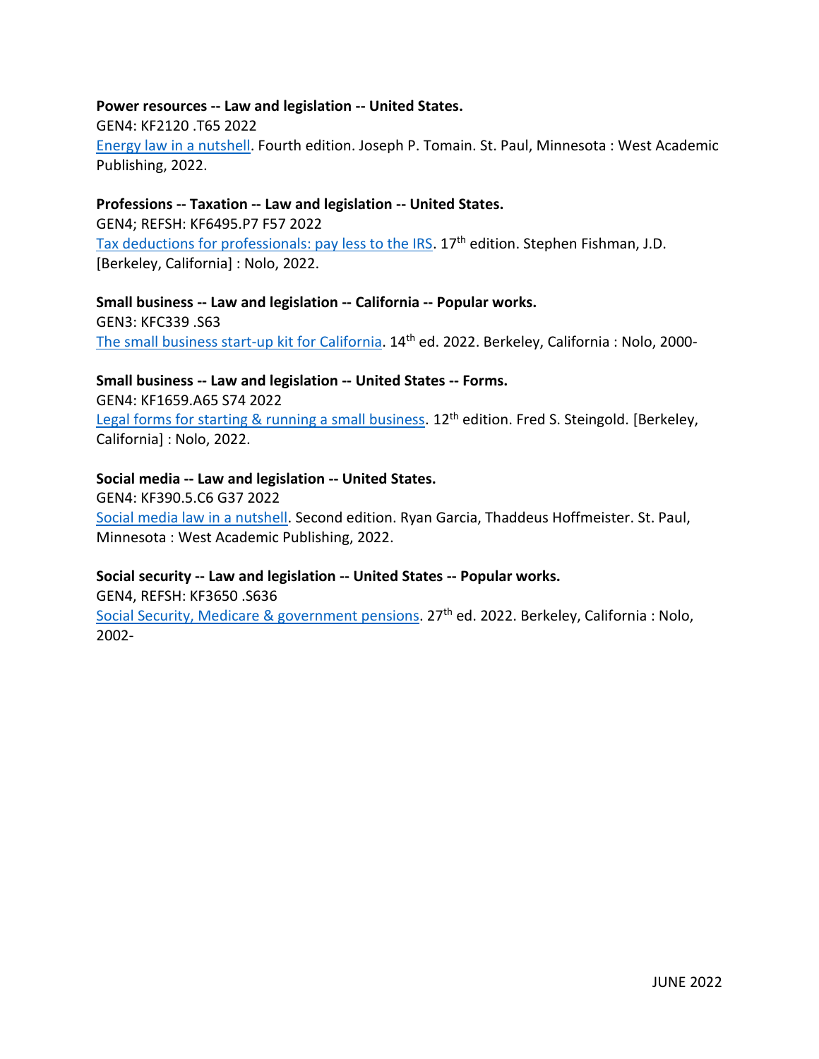**Power resources -- Law and legislation -- United States.**
GEN4: KF2120 .T65 2022
Energy law in a nutshell. Fourth edition. Joseph P. Tomain. St. Paul, Minnesota : West Academic Publishing, 2022.

**Professions -- Taxation -- Law and legislation -- United States.**
GEN4; REFSH: KF6495.P7 F57 2022
Tax deductions for professionals: pay less to the IRS. 17th edition. Stephen Fishman, J.D. [Berkeley, California] : Nolo, 2022.

**Small business -- Law and legislation -- California -- Popular works.**
GEN3: KFC339 .S63
The small business start-up kit for California. 14th ed. 2022. Berkeley, California : Nolo, 2000-

**Small business -- Law and legislation -- United States -- Forms.**
GEN4: KF1659.A65 S74 2022
Legal forms for starting & running a small business. 12th edition. Fred S. Steingold. [Berkeley, California] : Nolo, 2022.

**Social media -- Law and legislation -- United States.**
GEN4: KF390.5.C6 G37 2022
Social media law in a nutshell. Second edition. Ryan Garcia, Thaddeus Hoffmeister. St. Paul, Minnesota : West Academic Publishing, 2022.

**Social security -- Law and legislation -- United States -- Popular works.**
GEN4, REFSH: KF3650 .S636
Social Security, Medicare & government pensions. 27th ed. 2022. Berkeley, California : Nolo, 2002-